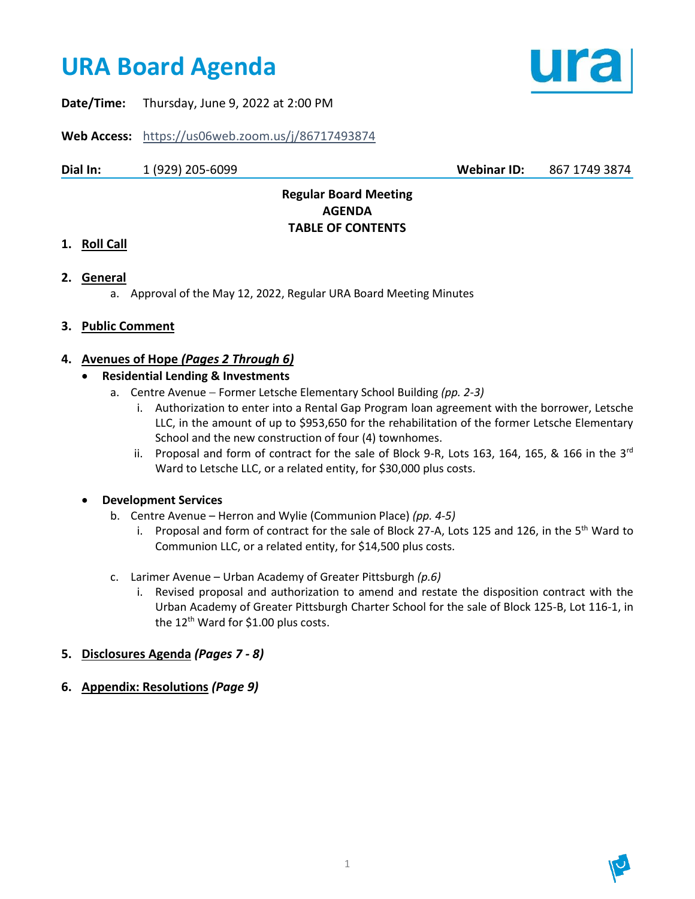# URA Board Agenda

**Date/Time:** Thursday, June 9, 2022 at 2:00 PM

**Web Access:** https://us06web.zoom.us/j/86717493874

**Dial In:** 1 (929) 205-6099 **Webinar ID:** 867 1749 3874

**Regular Board Meeting**
**AGENDA**
**TABLE OF CONTENTS**

1. **Roll Call**

2. **General**
   a. Approval of the May 12, 2022, Regular URA Board Meeting Minutes

3. **Public Comment**

4. **Avenues of Hope *(Pages 2 Through 6)***
   - **Residential Lending & Investments**
     a. Centre Avenue – Former Letsche Elementary School Building *(pp. 2-3)*
        i. Authorization to enter into a Rental Gap Program loan agreement with the borrower, Letsche LLC, in the amount of up to $953,650 for the rehabilitation of the former Letsche Elementary School and the new construction of four (4) townhomes.
        ii. Proposal and form of contract for the sale of Block 9-R, Lots 163, 164, 165, & 166 in the 3rd Ward to Letsche LLC, or a related entity, for $30,000 plus costs.

   - **Development Services**
     b. Centre Avenue – Herron and Wylie (Communion Place) *(pp. 4-5)*
        i. Proposal and form of contract for the sale of Block 27-A, Lots 125 and 126, in the 5th Ward to Communion LLC, or a related entity, for $14,500 plus costs.

     c. Larimer Avenue – Urban Academy of Greater Pittsburgh *(p.6)*
        i. Revised proposal and authorization to amend and restate the disposition contract with the Urban Academy of Greater Pittsburgh Charter School for the sale of Block 125-B, Lot 116-1, in the 12th Ward for $1.00 plus costs.

5. **Disclosures Agenda** ***(Pages 7 - 8)***

6. **Appendix: Resolutions** ***(Page 9)***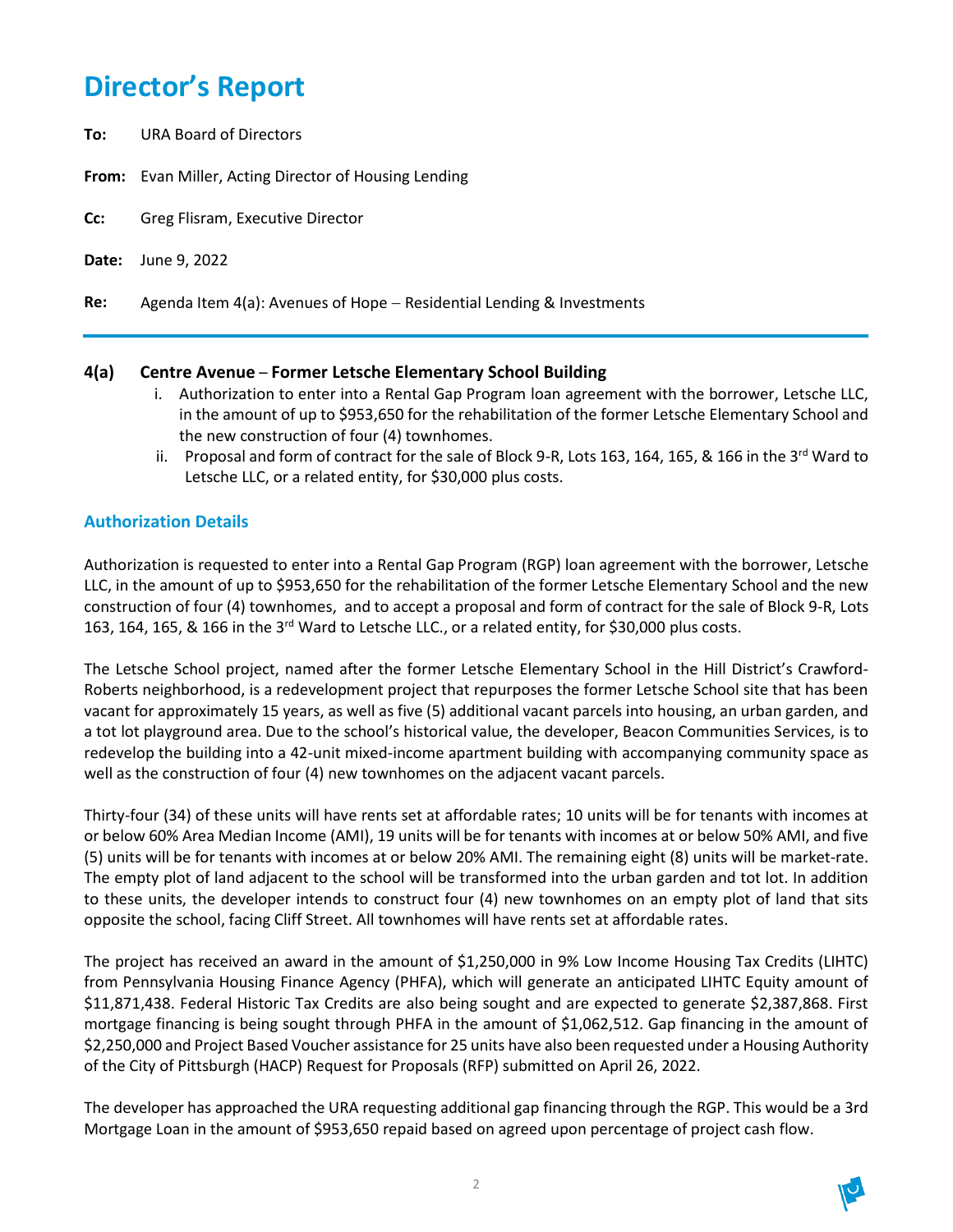# Director's Report

**To:** URA Board of Directors

**From:** Evan Miller, Acting Director of Housing Lending

**Cc:** Greg Flisram, Executive Director

**Date:** June 9, 2022

**Re:** Agenda Item 4(a): Avenues of Hope – Residential Lending & Investments

---

### 4(a) Centre Avenue – Former Letsche Elementary School Building

i. Authorization to enter into a Rental Gap Program loan agreement with the borrower, Letsche LLC, in the amount of up to $953,650 for the rehabilitation of the former Letsche Elementary School and the new construction of four (4) townhomes.

ii. Proposal and form of contract for the sale of Block 9-R, Lots 163, 164, 165, & 166 in the 3rd Ward to Letsche LLC, or a related entity, for $30,000 plus costs.

## Authorization Details

Authorization is requested to enter into a Rental Gap Program (RGP) loan agreement with the borrower, Letsche LLC, in the amount of up to $953,650 for the rehabilitation of the former Letsche Elementary School and the new construction of four (4) townhomes, and to accept a proposal and form of contract for the sale of Block 9-R, Lots 163, 164, 165, & 166 in the 3rd Ward to Letsche LLC., or a related entity, for $30,000 plus costs.

The Letsche School project, named after the former Letsche Elementary School in the Hill District's Crawford-Roberts neighborhood, is a redevelopment project that repurposes the former Letsche School site that has been vacant for approximately 15 years, as well as five (5) additional vacant parcels into housing, an urban garden, and a tot lot playground area. Due to the school's historical value, the developer, Beacon Communities Services, is to redevelop the building into a 42-unit mixed-income apartment building with accompanying community space as well as the construction of four (4) new townhomes on the adjacent vacant parcels.

Thirty-four (34) of these units will have rents set at affordable rates; 10 units will be for tenants with incomes at or below 60% Area Median Income (AMI), 19 units will be for tenants with incomes at or below 50% AMI, and five (5) units will be for tenants with incomes at or below 20% AMI. The remaining eight (8) units will be market-rate. The empty plot of land adjacent to the school will be transformed into the urban garden and tot lot. In addition to these units, the developer intends to construct four (4) new townhomes on an empty plot of land that sits opposite the school, facing Cliff Street. All townhomes will have rents set at affordable rates.

The project has received an award in the amount of $1,250,000 in 9% Low Income Housing Tax Credits (LIHTC) from Pennsylvania Housing Finance Agency (PHFA), which will generate an anticipated LIHTC Equity amount of $11,871,438. Federal Historic Tax Credits are also being sought and are expected to generate $2,387,868. First mortgage financing is being sought through PHFA in the amount of $1,062,512. Gap financing in the amount of $2,250,000 and Project Based Voucher assistance for 25 units have also been requested under a Housing Authority of the City of Pittsburgh (HACP) Request for Proposals (RFP) submitted on April 26, 2022.

The developer has approached the URA requesting additional gap financing through the RGP. This would be a 3rd Mortgage Loan in the amount of $953,650 repaid based upon agreed upon percentage of project cash flow.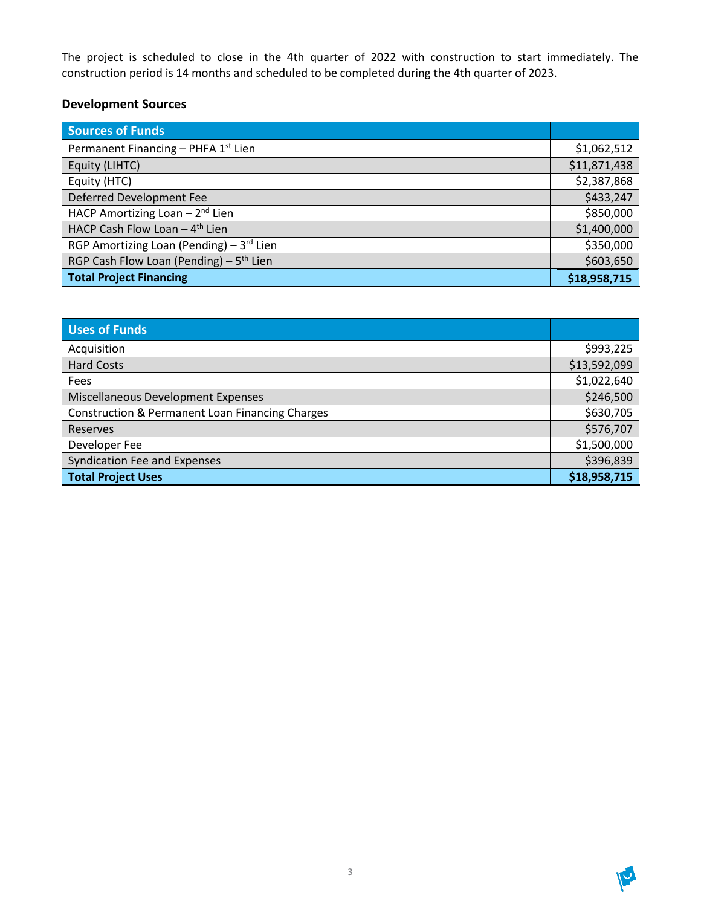The project is scheduled to close in the 4th quarter of 2022 with construction to start immediately. The construction period is 14 months and scheduled to be completed during the 4th quarter of 2023.

### Development Sources

| Sources of Funds | |
|---|---|
| Permanent Financing – PHFA 1st Lien | $1,062,512 |
| Equity (LIHTC) | $11,871,438 |
| Equity (HTC) | $2,387,868 |
| Deferred Development Fee | $433,247 |
| HACP Amortizing Loan – 2nd Lien | $850,000 |
| HACP Cash Flow Loan – 4th Lien | $1,400,000 |
| RGP Amortizing Loan (Pending) – 3rd Lien | $350,000 |
| RGP Cash Flow Loan (Pending) – 5th Lien | $603,650 |
| **Total Project Financing** | **$18,958,715** |

| Uses of Funds | |
|---|---|
| Acquisition | $993,225 |
| Hard Costs | $13,592,099 |
| Fees | $1,022,640 |
| Miscellaneous Development Expenses | $246,500 |
| Construction & Permanent Loan Financing Charges | $630,705 |
| Reserves | $576,707 |
| Developer Fee | $1,500,000 |
| Syndication Fee and Expenses | $396,839 |
| **Total Project Uses** | **$18,958,715** |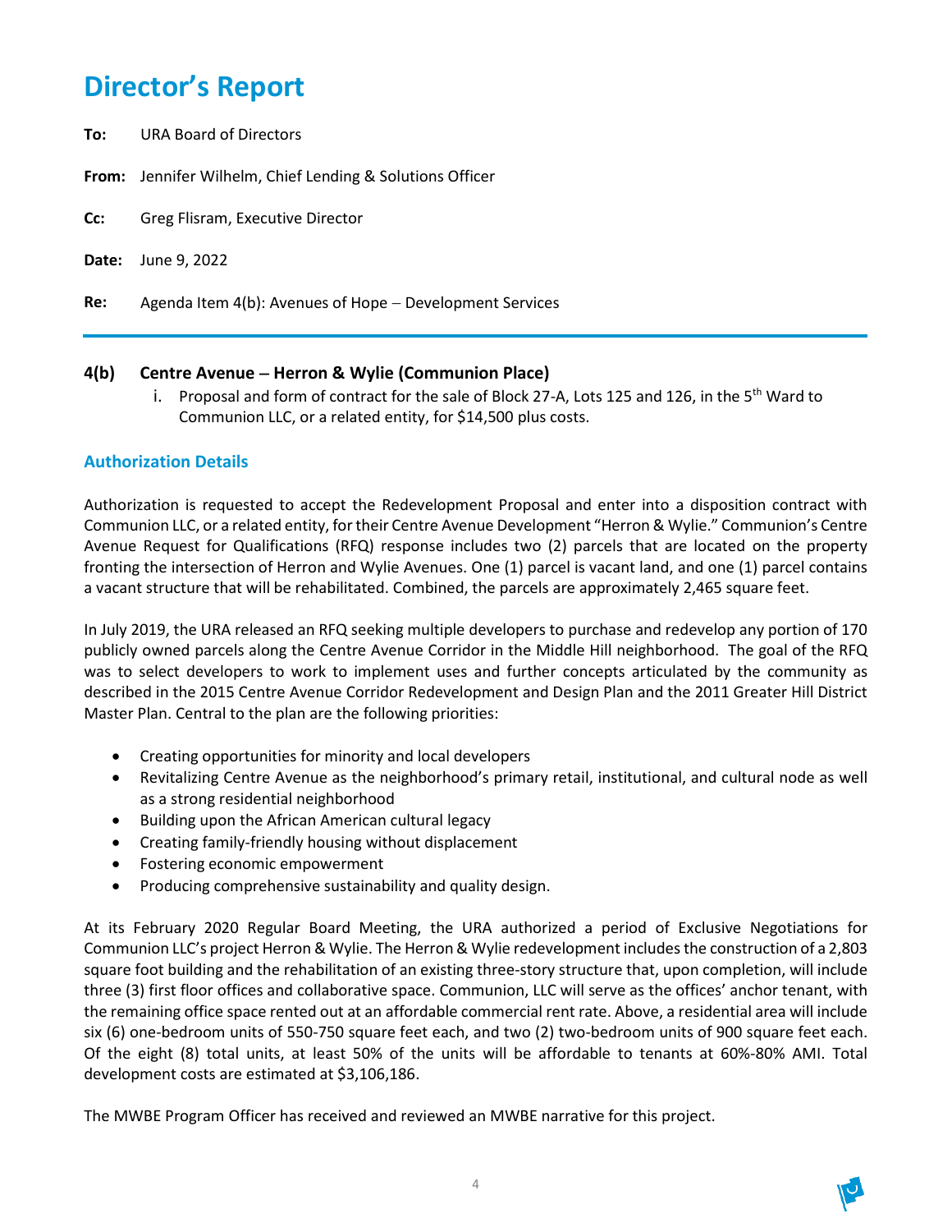# Director's Report

**To:** URA Board of Directors

**From:** Jennifer Wilhelm, Chief Lending & Solutions Officer

**Cc:** Greg Flisram, Executive Director

**Date:** June 9, 2022

**Re:** Agenda Item 4(b): Avenues of Hope – Development Services

---

### 4(b) Centre Avenue – Herron & Wylie (Communion Place)

i. Proposal and form of contract for the sale of Block 27-A, Lots 125 and 126, in the 5th Ward to Communion LLC, or a related entity, for $14,500 plus costs.

### Authorization Details

Authorization is requested to accept the Redevelopment Proposal and enter into a disposition contract with Communion LLC, or a related entity, for their Centre Avenue Development "Herron & Wylie." Communion's Centre Avenue Request for Qualifications (RFQ) response includes two (2) parcels that are located on the property fronting the intersection of Herron and Wylie Avenues. One (1) parcel is vacant land, and one (1) parcel contains a vacant structure that will be rehabilitated. Combined, the parcels are approximately 2,465 square feet.

In July 2019, the URA released an RFQ seeking multiple developers to purchase and redevelop any portion of 170 publicly owned parcels along the Centre Avenue Corridor in the Middle Hill neighborhood. The goal of the RFQ was to select developers to work to implement uses and further concepts articulated by the community as described in the 2015 Centre Avenue Corridor Redevelopment and Design Plan and the 2011 Greater Hill District Master Plan. Central to the plan are the following priorities:

- Creating opportunities for minority and local developers
- Revitalizing Centre Avenue as the neighborhood's primary retail, institutional, and cultural node as well as a strong residential neighborhood
- Building upon the African American cultural legacy
- Creating family-friendly housing without displacement
- Fostering economic empowerment
- Producing comprehensive sustainability and quality design.

At its February 2020 Regular Board Meeting, the URA authorized a period of Exclusive Negotiations for Communion LLC's project Herron & Wylie. The Herron & Wylie redevelopment includes the construction of a 2,803 square foot building and the rehabilitation of an existing three-story structure that, upon completion, will include three (3) first floor offices and collaborative space. Communion, LLC will serve as the offices' anchor tenant, with the remaining office space rented out at an affordable commercial rent rate. Above, a residential area will include six (6) one-bedroom units of 550-750 square feet each, and two (2) two-bedroom units of 900 square feet each. Of the eight (8) total units, at least 50% of the units will be affordable to tenants at 60%-80% AMI. Total development costs are estimated at $3,106,186.

The MWBE Program Officer has received and reviewed an MWBE narrative for this project.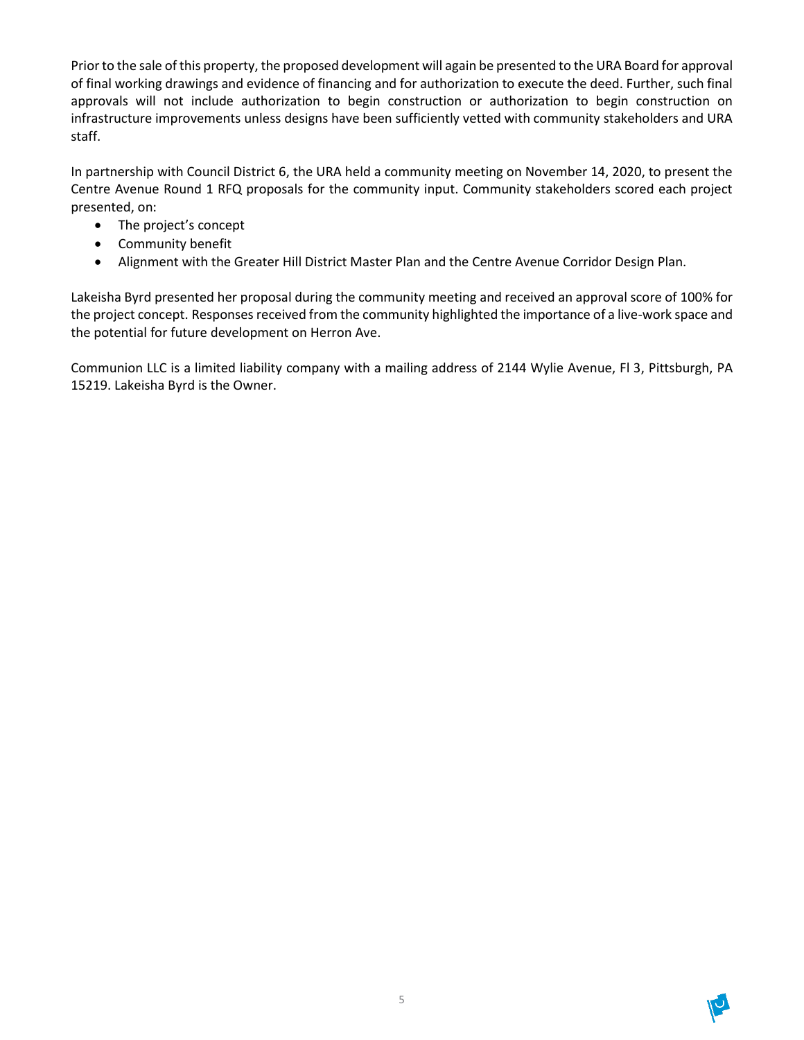Prior to the sale of this property, the proposed development will again be presented to the URA Board for approval of final working drawings and evidence of financing and for authorization to execute the deed. Further, such final approvals will not include authorization to begin construction or authorization to begin construction on infrastructure improvements unless designs have been sufficiently vetted with community stakeholders and URA staff.

In partnership with Council District 6, the URA held a community meeting on November 14, 2020, to present the Centre Avenue Round 1 RFQ proposals for the community input. Community stakeholders scored each project presented, on:

- The project's concept
- Community benefit
- Alignment with the Greater Hill District Master Plan and the Centre Avenue Corridor Design Plan.

Lakeisha Byrd presented her proposal during the community meeting and received an approval score of 100% for the project concept. Responses received from the community highlighted the importance of a live-work space and the potential for future development on Herron Ave.

Communion LLC is a limited liability company with a mailing address of 2144 Wylie Avenue, Fl 3, Pittsburgh, PA 15219. Lakeisha Byrd is the Owner.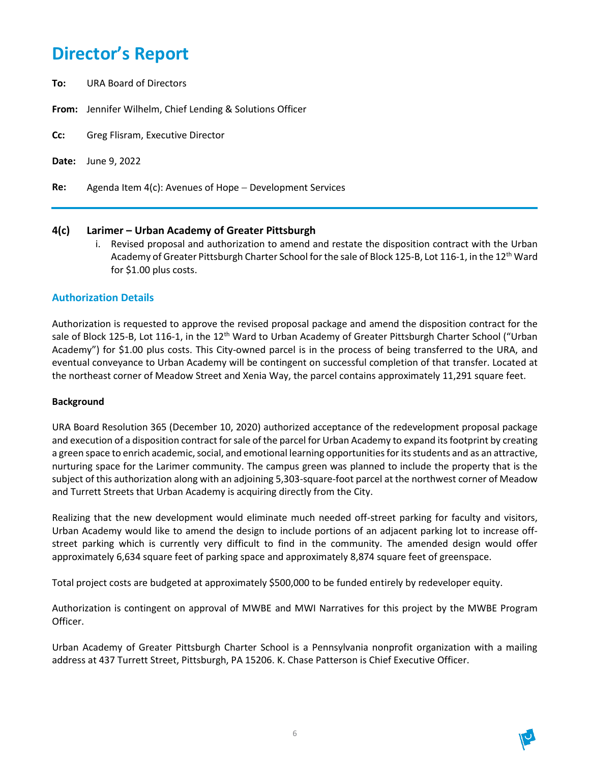# Director's Report

**To:** URA Board of Directors

**From:** Jennifer Wilhelm, Chief Lending & Solutions Officer

**Cc:** Greg Flisram, Executive Director

**Date:** June 9, 2022

**Re:** Agenda Item 4(c): Avenues of Hope – Development Services

---

### 4(c) Larimer – Urban Academy of Greater Pittsburgh

i. Revised proposal and authorization to amend and restate the disposition contract with the Urban Academy of Greater Pittsburgh Charter School for the sale of Block 125-B, Lot 116-1, in the 12th Ward for $1.00 plus costs.

## Authorization Details

Authorization is requested to approve the revised proposal package and amend the disposition contract for the sale of Block 125-B, Lot 116-1, in the 12th Ward to Urban Academy of Greater Pittsburgh Charter School ("Urban Academy") for $1.00 plus costs. This City-owned parcel is in the process of being transferred to the URA, and eventual conveyance to Urban Academy will be contingent on successful completion of that transfer. Located at the northeast corner of Meadow Street and Xenia Way, the parcel contains approximately 11,291 square feet.

**Background**

URA Board Resolution 365 (December 10, 2020) authorized acceptance of the redevelopment proposal package and execution of a disposition contract for sale of the parcel for Urban Academy to expand its footprint by creating a green space to enrich academic, social, and emotional learning opportunities for its students and as an attractive, nurturing space for the Larimer community. The campus green was planned to include the property that is the subject of this authorization along with an adjoining 5,303-square-foot parcel at the northwest corner of Meadow and Turrett Streets that Urban Academy is acquiring directly from the City.

Realizing that the new development would eliminate much needed off-street parking for faculty and visitors, Urban Academy would like to amend the design to include portions of an adjacent parking lot to increase off-street parking which is currently very difficult to find in the community. The amended design would offer approximately 6,634 square feet of parking space and approximately 8,874 square feet of greenspace.

Total project costs are budgeted at approximately $500,000 to be funded entirely by redeveloper equity.

Authorization is contingent on approval of MWBE and MWI Narratives for this project by the MWBE Program Officer.

Urban Academy of Greater Pittsburgh Charter School is a Pennsylvania nonprofit organization with a mailing address at 437 Turrett Street, Pittsburgh, PA 15206. K. Chase Patterson is Chief Executive Officer.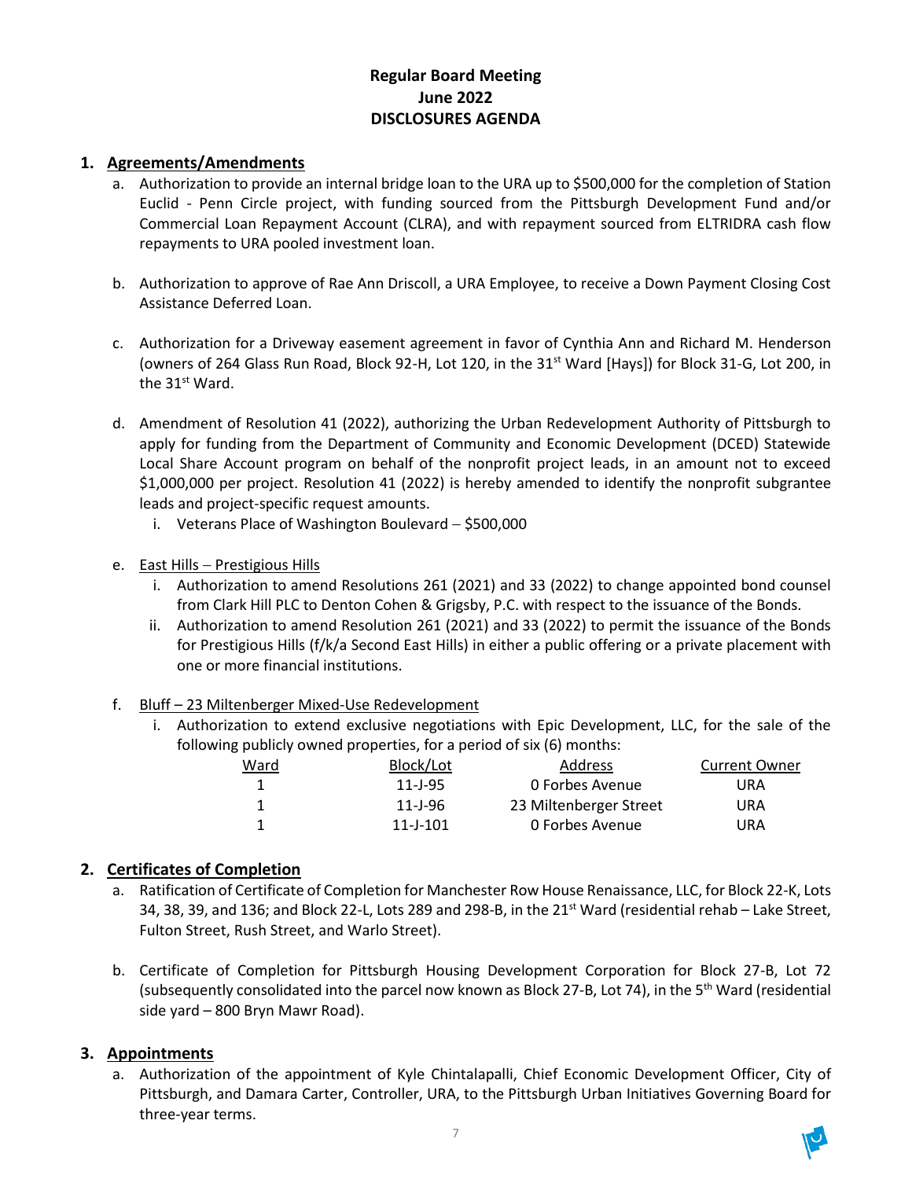# Regular Board Meeting
# June 2022
# DISCLOSURES AGENDA

## 1. Agreements/Amendments

a. Authorization to provide an internal bridge loan to the URA up to $500,000 for the completion of Station Euclid - Penn Circle project, with funding sourced from the Pittsburgh Development Fund and/or Commercial Loan Repayment Account (CLRA), and with repayment sourced from ELTRIDRA cash flow repayments to URA pooled investment loan.

b. Authorization to approve of Rae Ann Driscoll, a URA Employee, to receive a Down Payment Closing Cost Assistance Deferred Loan.

c. Authorization for a Driveway easement agreement in favor of Cynthia Ann and Richard M. Henderson (owners of 264 Glass Run Road, Block 92-H, Lot 120, in the 31st Ward [Hays]) for Block 31-G, Lot 200, in the 31st Ward.

d. Amendment of Resolution 41 (2022), authorizing the Urban Redevelopment Authority of Pittsburgh to apply for funding from the Department of Community and Economic Development (DCED) Statewide Local Share Account program on behalf of the nonprofit project leads, in an amount not to exceed $1,000,000 per project. Resolution 41 (2022) is hereby amended to identify the nonprofit subgrantee leads and project-specific request amounts.

   i. Veterans Place of Washington Boulevard – $500,000

e. <u>East Hills – Prestigious Hills</u>

   i. Authorization to amend Resolutions 261 (2021) and 33 (2022) to change appointed bond counsel from Clark Hill PLC to Denton Cohen & Grigsby, P.C. with respect to the issuance of the Bonds.

   ii. Authorization to amend Resolution 261 (2021) and 33 (2022) to permit the issuance of the Bonds for Prestigious Hills (f/k/a Second East Hills) in either a public offering or a private placement with one or more financial institutions.

f. <u>Bluff – 23 Miltenberger Mixed-Use Redevelopment</u>

   i. Authorization to extend exclusive negotiations with Epic Development, LLC, for the sale of the following publicly owned properties, for a period of six (6) months:

| Ward | Block/Lot | Address | Current Owner |
|---|---|---|---|
| 1 | 11-J-95 | 0 Forbes Avenue | URA |
| 1 | 11-J-96 | 23 Miltenberger Street | URA |
| 1 | 11-J-101 | 0 Forbes Avenue | URA |

## 2. Certificates of Completion

a. Ratification of Certificate of Completion for Manchester Row House Renaissance, LLC, for Block 22-K, Lots 34, 38, 39, and 136; and Block 22-L, Lots 289 and 298-B, in the 21st Ward (residential rehab – Lake Street, Fulton Street, Rush Street, and Warlo Street).

b. Certificate of Completion for Pittsburgh Housing Development Corporation for Block 27-B, Lot 72 (subsequently consolidated into the parcel now known as Block 27-B, Lot 74), in the 5th Ward (residential side yard – 800 Bryn Mawr Road).

## 3. Appointments

a. Authorization of the appointment of Kyle Chintalapalli, Chief Economic Development Officer, City of Pittsburgh, and Damara Carter, Controller, URA, to the Pittsburgh Urban Initiatives Governing Board for three-year terms.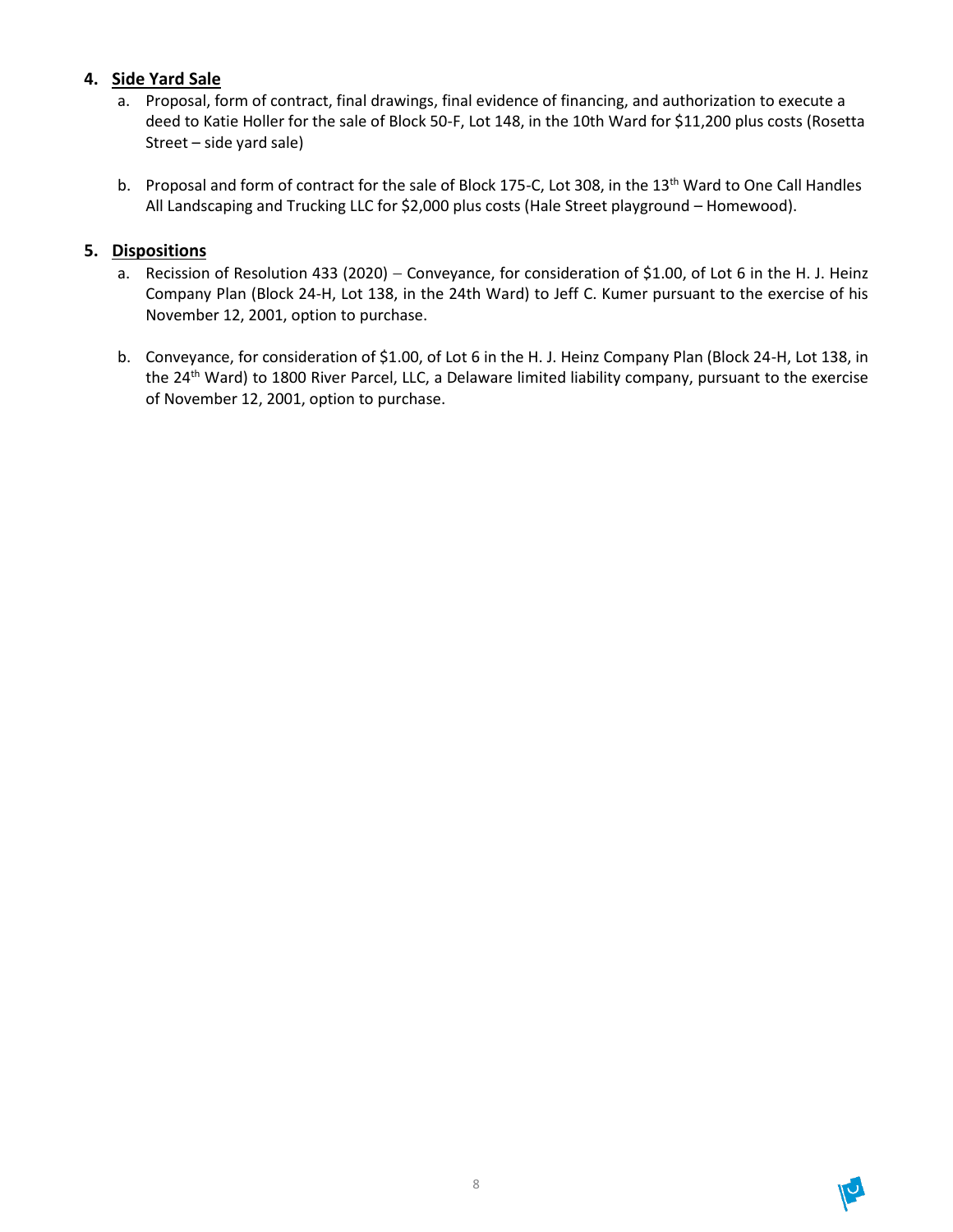4. **Side Yard Sale**

   a. Proposal, form of contract, final drawings, final evidence of financing, and authorization to execute a deed to Katie Holler for the sale of Block 50-F, Lot 148, in the 10th Ward for $11,200 plus costs (Rosetta Street – side yard sale)

   b. Proposal and form of contract for the sale of Block 175-C, Lot 308, in the 13th Ward to One Call Handles All Landscaping and Trucking LLC for $2,000 plus costs (Hale Street playground – Homewood).

5. **Dispositions**

   a. Recission of Resolution 433 (2020) – Conveyance, for consideration of $1.00, of Lot 6 in the H. J. Heinz Company Plan (Block 24-H, Lot 138, in the 24th Ward) to Jeff C. Kumer pursuant to the exercise of his November 12, 2001, option to purchase.

   b. Conveyance, for consideration of $1.00, of Lot 6 in the H. J. Heinz Company Plan (Block 24-H, Lot 138, in the 24th Ward) to 1800 River Parcel, LLC, a Delaware limited liability company, pursuant to the exercise of November 12, 2001, option to purchase.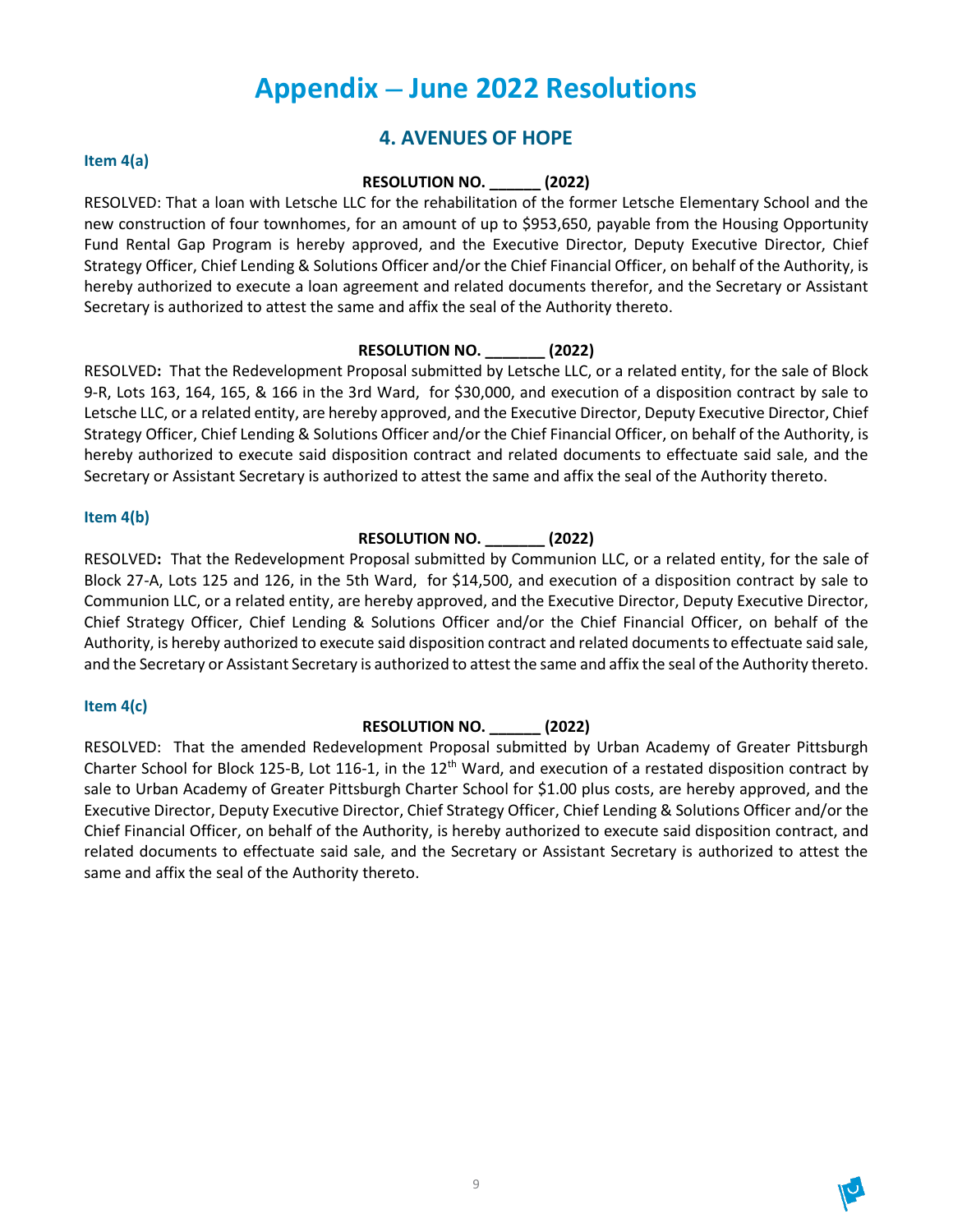# Appendix – June 2022 Resolutions

## 4. AVENUES OF HOPE

### Item 4(a)

**RESOLUTION NO. ______ (2022)**

RESOLVED: That a loan with Letsche LLC for the rehabilitation of the former Letsche Elementary School and the new construction of four townhomes, for an amount of up to $953,650, payable from the Housing Opportunity Fund Rental Gap Program is hereby approved, and the Executive Director, Deputy Executive Director, Chief Strategy Officer, Chief Lending & Solutions Officer and/or the Chief Financial Officer, on behalf of the Authority, is hereby authorized to execute a loan agreement and related documents therefor, and the Secretary or Assistant Secretary is authorized to attest the same and affix the seal of the Authority thereto.

**RESOLUTION NO. _______ (2022)**

RESOLVED**:** That the Redevelopment Proposal submitted by Letsche LLC, or a related entity, for the sale of Block 9-R, Lots 163, 164, 165, & 166 in the 3rd Ward, for $30,000, and execution of a disposition contract by sale to Letsche LLC, or a related entity, are hereby approved, and the Executive Director, Deputy Executive Director, Chief Strategy Officer, Chief Lending & Solutions Officer and/or the Chief Financial Officer, on behalf of the Authority, is hereby authorized to execute said disposition contract and related documents to effectuate said sale, and the Secretary or Assistant Secretary is authorized to attest the same and affix the seal of the Authority thereto.

### Item 4(b)

**RESOLUTION NO. _______ (2022)**

RESOLVED**:** That the Redevelopment Proposal submitted by Communion LLC, or a related entity, for the sale of Block 27-A, Lots 125 and 126, in the 5th Ward, for $14,500, and execution of a disposition contract by sale to Communion LLC, or a related entity, are hereby approved, and the Executive Director, Deputy Executive Director, Chief Strategy Officer, Chief Lending & Solutions Officer and/or the Chief Financial Officer, on behalf of the Authority, is hereby authorized to execute said disposition contract and related documents to effectuate said sale, and the Secretary or Assistant Secretary is authorized to attest the same and affix the seal of the Authority thereto.

### Item 4(c)

**RESOLUTION NO. ______ (2022)**

RESOLVED: That the amended Redevelopment Proposal submitted by Urban Academy of Greater Pittsburgh Charter School for Block 125-B, Lot 116-1, in the 12th Ward, and execution of a restated disposition contract by sale to Urban Academy of Greater Pittsburgh Charter School for $1.00 plus costs, are hereby approved, and the Executive Director, Deputy Executive Director, Chief Strategy Officer, Chief Lending & Solutions Officer and/or the Chief Financial Officer, on behalf of the Authority, is hereby authorized to execute said disposition contract, and related documents to effectuate said sale, and the Secretary or Assistant Secretary is authorized to attest the same and affix the seal of the Authority thereto.